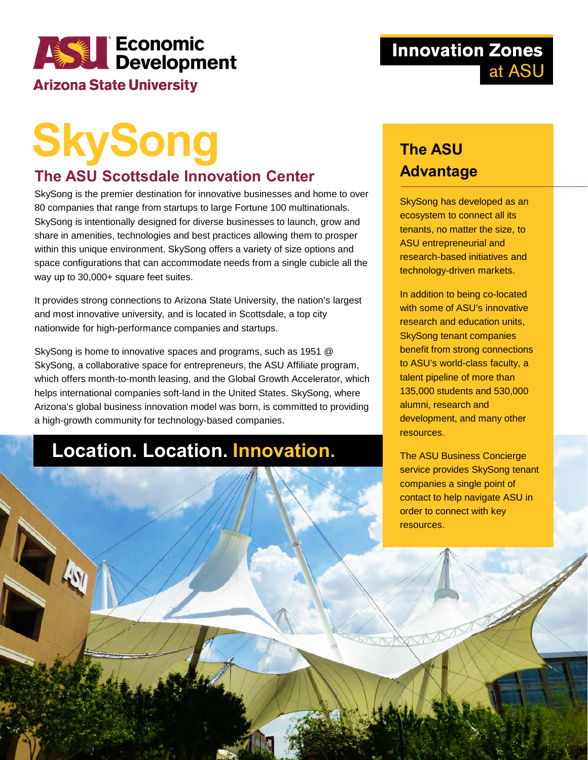ASU Economic Development

Arizona State University

**Innovation Zones at ASU**

# SkySong

## The ASU Scottsdale Innovation Center

SkySong is the premier destination for innovative businesses and home to over 80 companies that range from startups to large Fortune 100 multinationals. SkySong is intentionally designed for diverse businesses to launch, grow and share in amenities, technologies and best practices allowing them to prosper within this unique environment. SkySong offers a variety of size options and space configurations that can accommodate needs from a single cubicle all the way up to 30,000+ square feet suites.

It provides strong connections to Arizona State University, the nation's largest and most innovative university, and is located in Scottsdale, a top city nationwide for high-performance companies and startups.

SkySong is home to innovative spaces and programs, such as 1951 @ SkySong, a collaborative space for entrepreneurs, the ASU Affiliate program, which offers month-to-month leasing, and the Global Growth Accelerator, which helps international companies soft-land in the United States. SkySong, where Arizona's global business innovation model was born, is committed to providing a high-growth community for technology-based companies.

## Location. Location. Innovation.

## The ASU Advantage

SkySong has developed as an ecosystem to connect all its tenants, no matter the size, to ASU entrepreneurial and research-based initiatives and technology-driven markets.

In addition to being co-located with some of ASU's innovative research and education units, SkySong tenant companies benefit from strong connections to ASU's world-class faculty, a talent pipeline of more than 135,000 students and 530,000 alumni, research and development, and many other resources.

The ASU Business Concierge service provides SkySong tenant companies a single point of contact to help navigate ASU in order to connect with key resources.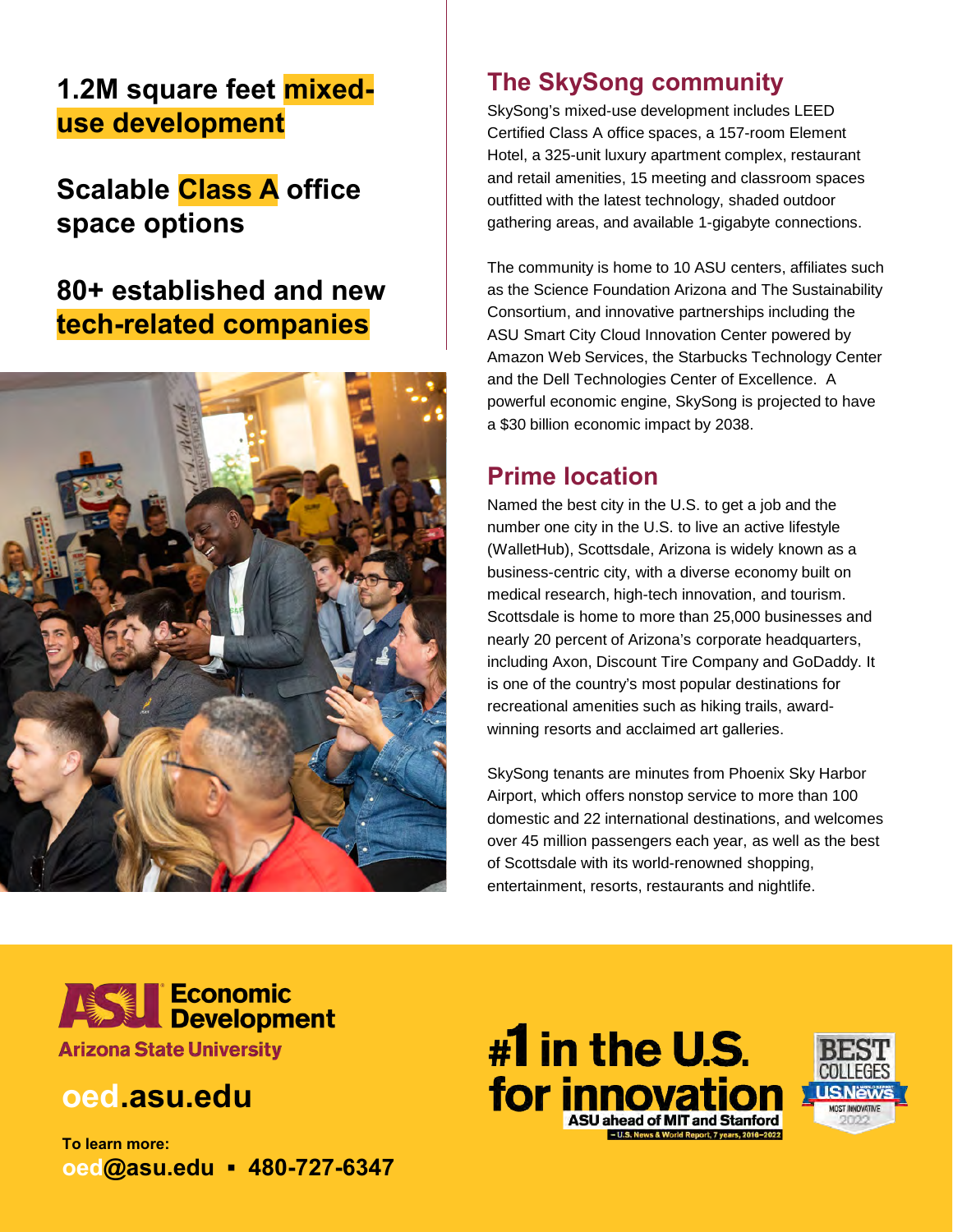## 1.2M square feet mixed-use development

## Scalable Class A office space options

## 80+ established and new tech-related companies

## The SkySong community

SkySong's mixed-use development includes LEED Certified Class A office spaces, a 157-room Element Hotel, a 325-unit luxury apartment complex, restaurant and retail amenities, 15 meeting and classroom spaces outfitted with the latest technology, shaded outdoor gathering areas, and available 1-gigabyte connections.

The community is home to 10 ASU centers, affiliates such as the Science Foundation Arizona and The Sustainability Consortium, and innovative partnerships including the ASU Smart City Cloud Innovation Center powered by Amazon Web Services, the Starbucks Technology Center and the Dell Technologies Center of Excellence. A powerful economic engine, SkySong is projected to have a $30 billion economic impact by 2038.

## Prime location

Named the best city in the U.S. to get a job and the number one city in the U.S. to live an active lifestyle (WalletHub), Scottsdale, Arizona is widely known as a business-centric city, with a diverse economy built on medical research, high-tech innovation, and tourism. Scottsdale is home to more than 25,000 businesses and nearly 20 percent of Arizona's corporate headquarters, including Axon, Discount Tire Company and GoDaddy. It is one of the country's most popular destinations for recreational amenities such as hiking trails, award-winning resorts and acclaimed art galleries.

SkySong tenants are minutes from Phoenix Sky Harbor Airport, which offers nonstop service to more than 100 domestic and 22 international destinations, and welcomes over 45 million passengers each year, as well as the best of Scottsdale with its world-renowned shopping, entertainment, resorts, restaurants and nightlife.

**ASU Economic Development**
Arizona State University

**oed.asu.edu**

**To learn more:**
**oed@asu.edu ▪ 480-727-6347**

**#1 in the U.S. for innovation**
ASU ahead of MIT and Stanford
– U.S. News & World Report, 7 years, 2016–2022

BEST COLLEGES
US News & World Report
MOST INNOVATIVE 2022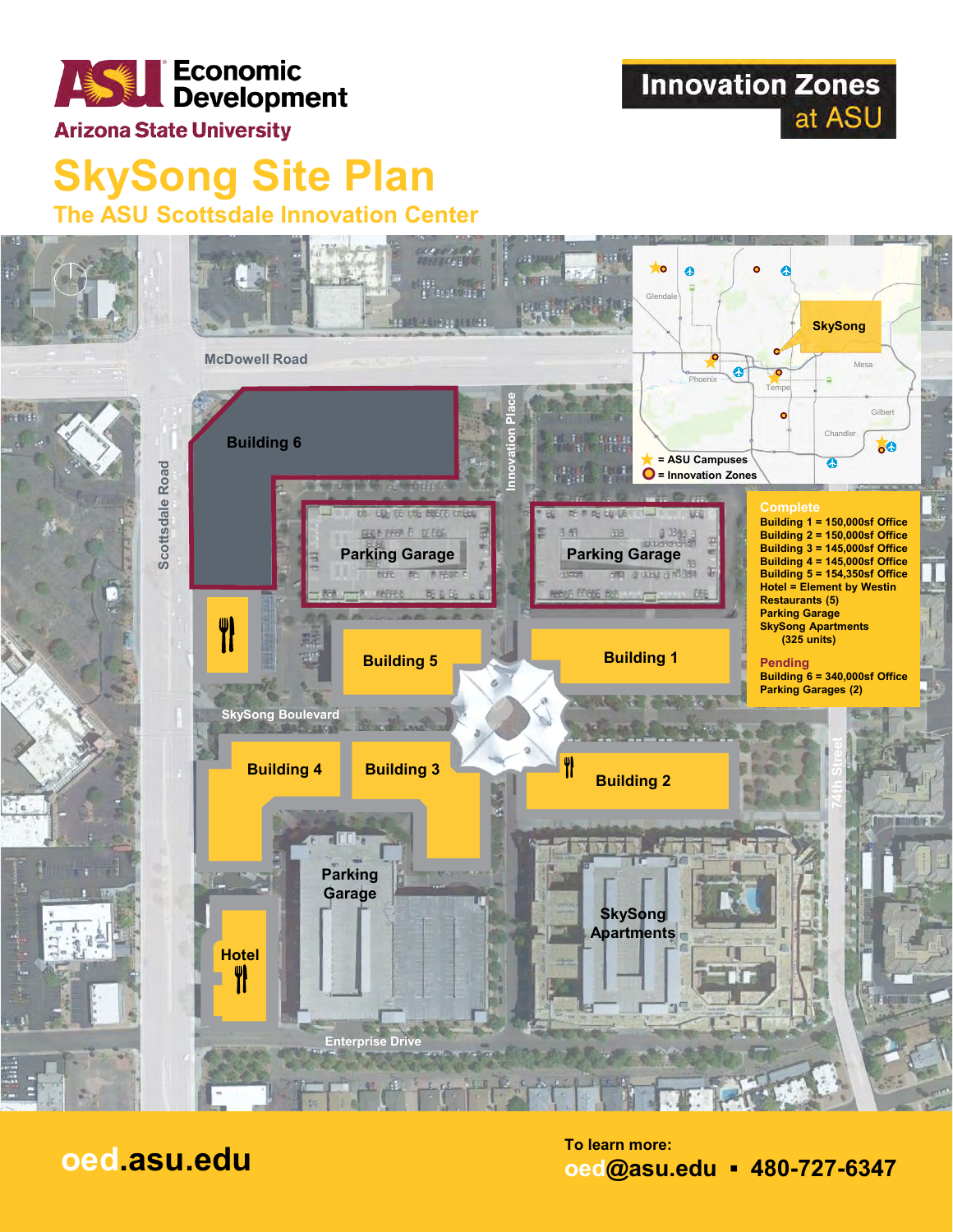ASU Economic Development
Arizona State University

Innovation Zones at ASU

# SkySong Site Plan

## The ASU Scottsdale Innovation Center

McDowell Road

Scottsdale Road

Innovation Place

Building 6

Parking Garage

Parking Garage

Building 5

Building 1

SkySong Boulevard

Building 4

Building 3

Building 2

74th Street

Parking Garage

SkySong Apartments

Hotel

Enterprise Drive

Glendale

Phoenix

Tempe

Mesa

Gilbert

Chandler

SkySong

= ASU Campuses

= Innovation Zones

**Complete**

- Building 1 = 150,000sf Office
- Building 2 = 150,000sf Office
- Building 3 = 145,000sf Office
- Building 4 = 145,000sf Office
- Building 5 = 154,350sf Office
- Hotel = Element by Westin
- Restaurants (5)
- Parking Garage
- SkySong Apartments (325 units)

**Pending**

- Building 6 = 340,000sf Office
- Parking Garages (2)

**oed.asu.edu**

To learn more:
**oed@asu.edu ▪ 480-727-6347**